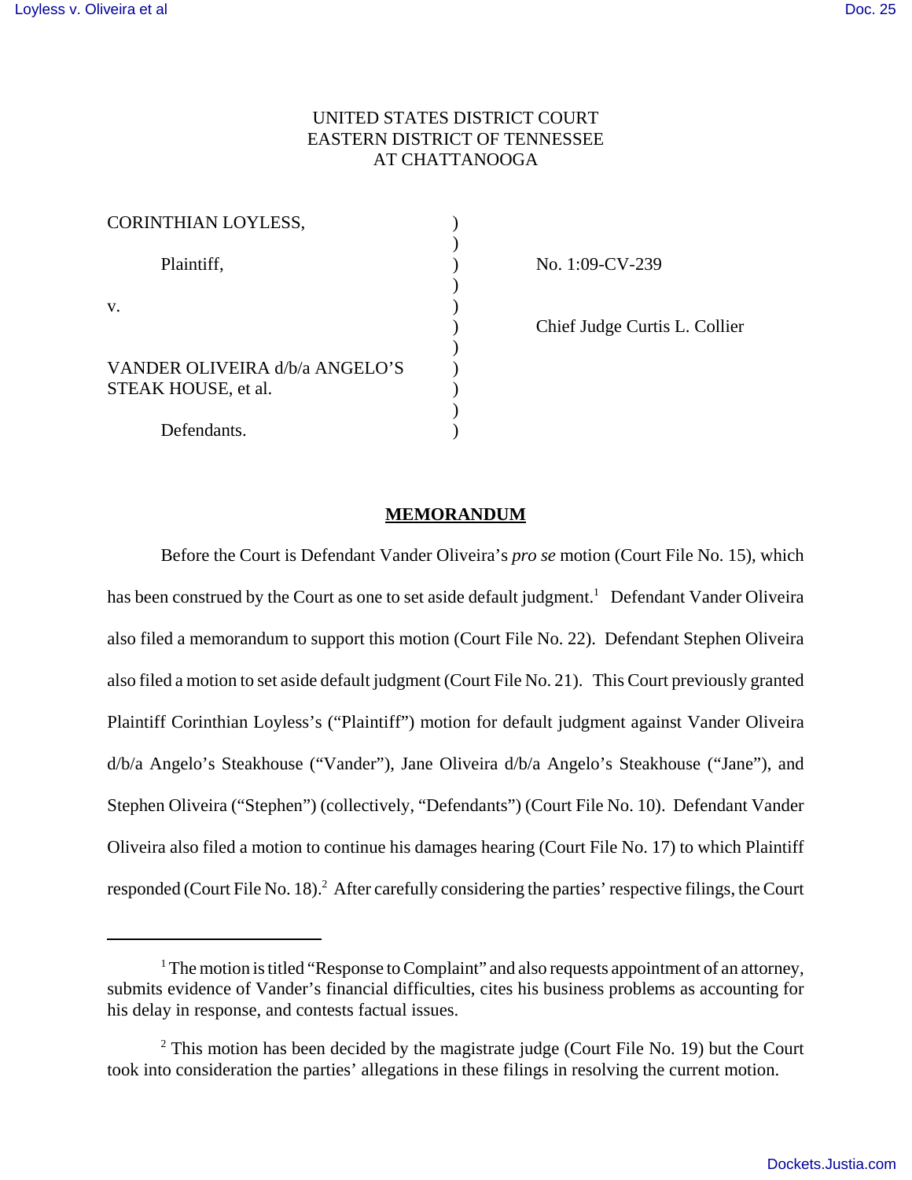UNITED STATES DISTRICT COURT
EASTERN DISTRICT OF TENNESSEE
AT CHATTANOOGA

| | | |
|---|---|---|
| CORINTHIAN LOYLESS, | ) | |
| | ) | |
| Plaintiff, | ) | No. 1:09-CV-239 |
| | ) | |
| v. | ) | |
| | ) | Chief Judge Curtis L. Collier |
| | ) | |
| VANDER OLIVEIRA d/b/a ANGELO'S STEAK HOUSE, et al. | ) | |
| | ) | |
| Defendants. | ) | |

## MEMORANDUM

Before the Court is Defendant Vander Oliveira's *pro se* motion (Court File No. 15), which has been construed by the Court as one to set aside default judgment.[1] Defendant Vander Oliveira also filed a memorandum to support this motion (Court File No. 22). Defendant Stephen Oliveira also filed a motion to set aside default judgment (Court File No. 21). This Court previously granted Plaintiff Corinthian Loyless's ("Plaintiff") motion for default judgment against Vander Oliveira d/b/a Angelo's Steakhouse ("Vander"), Jane Oliveira d/b/a Angelo's Steakhouse ("Jane"), and Stephen Oliveira ("Stephen") (collectively, "Defendants") (Court File No. 10). Defendant Vander Oliveira also filed a motion to continue his damages hearing (Court File No. 17) to which Plaintiff responded (Court File No. 18).[2] After carefully considering the parties' respective filings, the Court

---

[1] The motion is titled "Response to Complaint" and also requests appointment of an attorney, submits evidence of Vander's financial difficulties, cites his business problems as accounting for his delay in response, and contests factual issues.

[2] This motion has been decided by the magistrate judge (Court File No. 19) but the Court took into consideration the parties' allegations in these filings in resolving the current motion.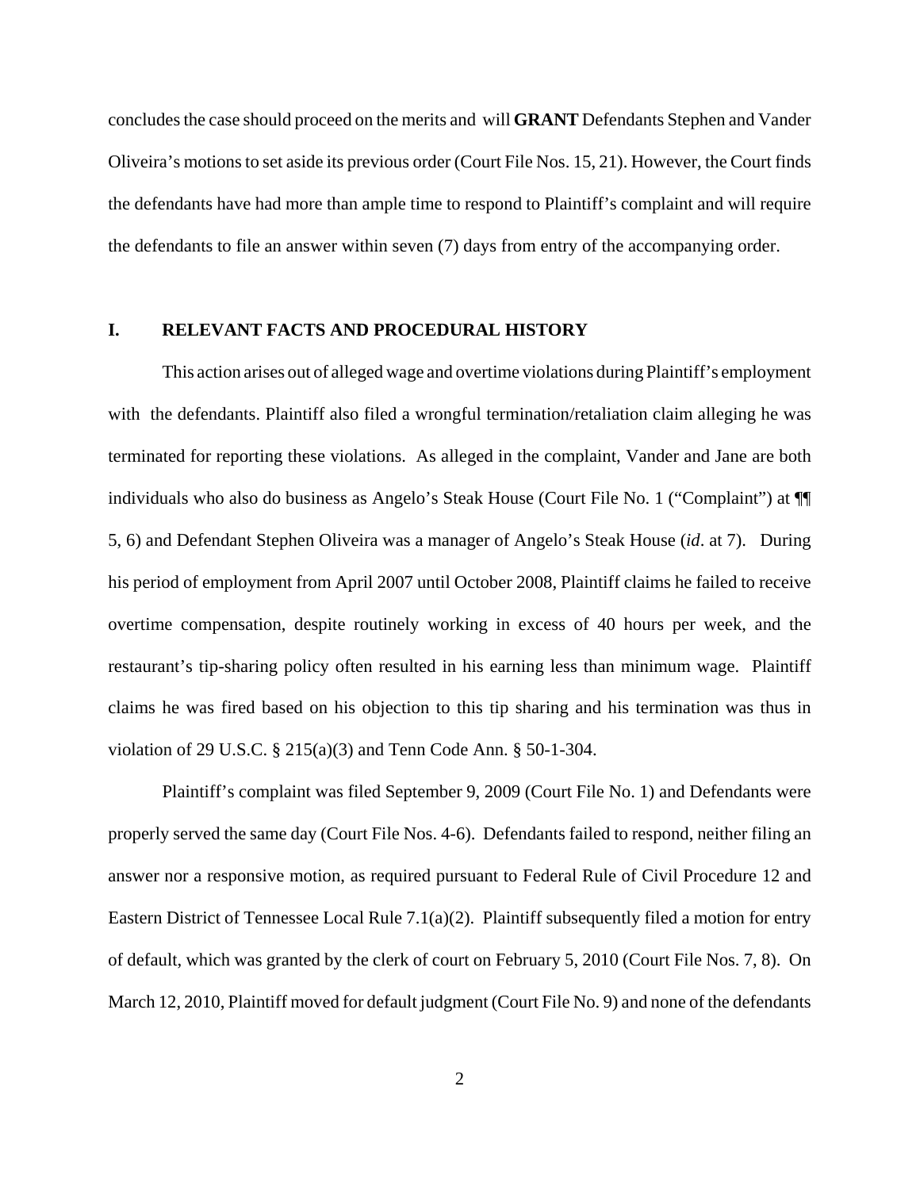concludes the case should proceed on the merits and will **GRANT** Defendants Stephen and Vander Oliveira's motions to set aside its previous order (Court File Nos. 15, 21). However, the Court finds the defendants have had more than ample time to respond to Plaintiff's complaint and will require the defendants to file an answer within seven (7) days from entry of the accompanying order.

## I. RELEVANT FACTS AND PROCEDURAL HISTORY

This action arises out of alleged wage and overtime violations during Plaintiff's employment with the defendants. Plaintiff also filed a wrongful termination/retaliation claim alleging he was terminated for reporting these violations. As alleged in the complaint, Vander and Jane are both individuals who also do business as Angelo's Steak House (Court File No. 1 ("Complaint") at ¶¶ 5, 6) and Defendant Stephen Oliveira was a manager of Angelo's Steak House (*id*. at 7). During his period of employment from April 2007 until October 2008, Plaintiff claims he failed to receive overtime compensation, despite routinely working in excess of 40 hours per week, and the restaurant's tip-sharing policy often resulted in his earning less than minimum wage. Plaintiff claims he was fired based on his objection to this tip sharing and his termination was thus in violation of 29 U.S.C. § 215(a)(3) and Tenn Code Ann. § 50-1-304.

Plaintiff's complaint was filed September 9, 2009 (Court File No. 1) and Defendants were properly served the same day (Court File Nos. 4-6). Defendants failed to respond, neither filing an answer nor a responsive motion, as required pursuant to Federal Rule of Civil Procedure 12 and Eastern District of Tennessee Local Rule 7.1(a)(2). Plaintiff subsequently filed a motion for entry of default, which was granted by the clerk of court on February 5, 2010 (Court File Nos. 7, 8). On March 12, 2010, Plaintiff moved for default judgment (Court File No. 9) and none of the defendants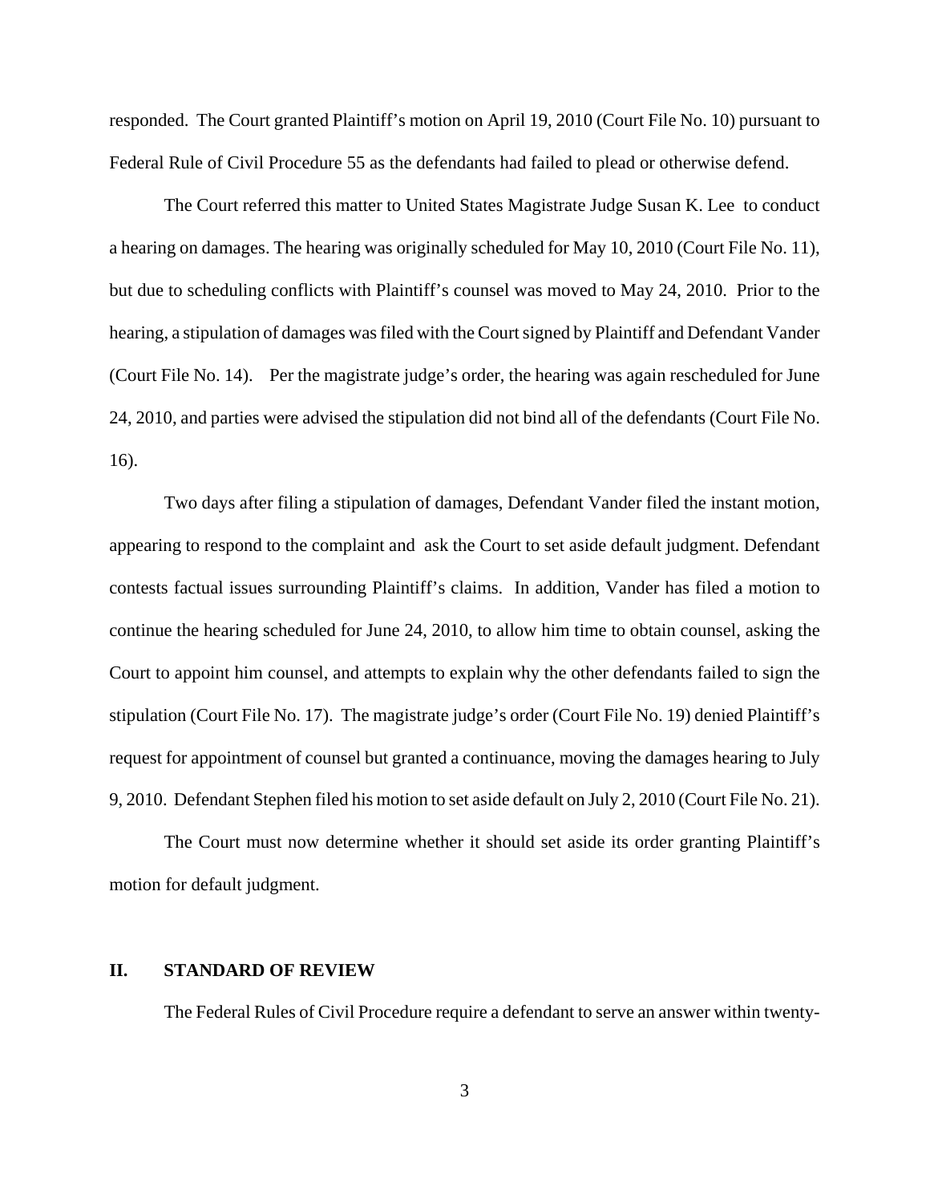responded. The Court granted Plaintiff's motion on April 19, 2010 (Court File No. 10) pursuant to Federal Rule of Civil Procedure 55 as the defendants had failed to plead or otherwise defend.

The Court referred this matter to United States Magistrate Judge Susan K. Lee to conduct a hearing on damages. The hearing was originally scheduled for May 10, 2010 (Court File No. 11), but due to scheduling conflicts with Plaintiff's counsel was moved to May 24, 2010. Prior to the hearing, a stipulation of damages was filed with the Court signed by Plaintiff and Defendant Vander (Court File No. 14). Per the magistrate judge's order, the hearing was again rescheduled for June 24, 2010, and parties were advised the stipulation did not bind all of the defendants (Court File No. 16).

Two days after filing a stipulation of damages, Defendant Vander filed the instant motion, appearing to respond to the complaint and ask the Court to set aside default judgment. Defendant contests factual issues surrounding Plaintiff's claims. In addition, Vander has filed a motion to continue the hearing scheduled for June 24, 2010, to allow him time to obtain counsel, asking the Court to appoint him counsel, and attempts to explain why the other defendants failed to sign the stipulation (Court File No. 17). The magistrate judge's order (Court File No. 19) denied Plaintiff's request for appointment of counsel but granted a continuance, moving the damages hearing to July 9, 2010. Defendant Stephen filed his motion to set aside default on July 2, 2010 (Court File No. 21).

The Court must now determine whether it should set aside its order granting Plaintiff's motion for default judgment.

## II. STANDARD OF REVIEW

The Federal Rules of Civil Procedure require a defendant to serve an answer within twenty-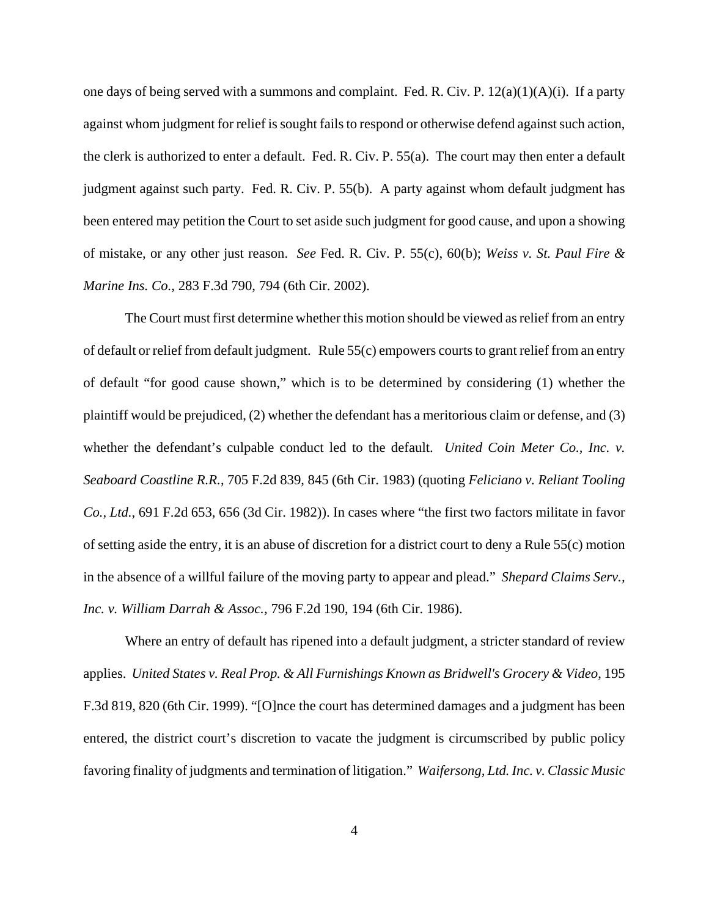one days of being served with a summons and complaint. Fed. R. Civ. P. 12(a)(1)(A)(i). If a party against whom judgment for relief is sought fails to respond or otherwise defend against such action, the clerk is authorized to enter a default. Fed. R. Civ. P. 55(a). The court may then enter a default judgment against such party. Fed. R. Civ. P. 55(b). A party against whom default judgment has been entered may petition the Court to set aside such judgment for good cause, and upon a showing of mistake, or any other just reason. *See* Fed. R. Civ. P. 55(c), 60(b); *Weiss v. St. Paul Fire & Marine Ins. Co.*, 283 F.3d 790, 794 (6th Cir. 2002).

The Court must first determine whether this motion should be viewed as relief from an entry of default or relief from default judgment. Rule 55(c) empowers courts to grant relief from an entry of default "for good cause shown," which is to be determined by considering (1) whether the plaintiff would be prejudiced, (2) whether the defendant has a meritorious claim or defense, and (3) whether the defendant's culpable conduct led to the default. *United Coin Meter Co., Inc. v. Seaboard Coastline R.R.*, 705 F.2d 839, 845 (6th Cir. 1983) (quoting *Feliciano v. Reliant Tooling Co., Ltd.*, 691 F.2d 653, 656 (3d Cir. 1982)). In cases where "the first two factors militate in favor of setting aside the entry, it is an abuse of discretion for a district court to deny a Rule 55(c) motion in the absence of a willful failure of the moving party to appear and plead." *Shepard Claims Serv., Inc. v. William Darrah & Assoc.*, 796 F.2d 190, 194 (6th Cir. 1986).

Where an entry of default has ripened into a default judgment, a stricter standard of review applies. *United States v. Real Prop. & All Furnishings Known as Bridwell's Grocery & Video*, 195 F.3d 819, 820 (6th Cir. 1999). "[O]nce the court has determined damages and a judgment has been entered, the district court's discretion to vacate the judgment is circumscribed by public policy favoring finality of judgments and termination of litigation." *Waifersong, Ltd. Inc. v. Classic Music*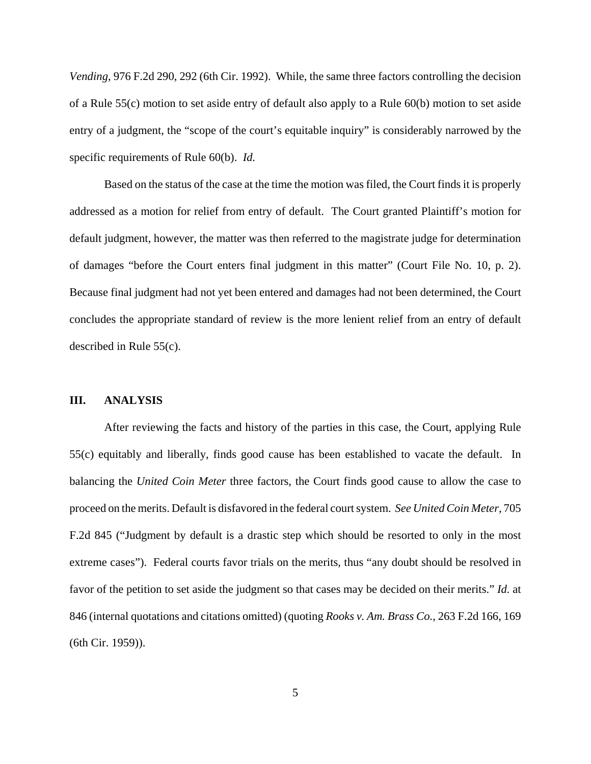*Vending*, 976 F.2d 290, 292 (6th Cir. 1992). While, the same three factors controlling the decision of a Rule 55(c) motion to set aside entry of default also apply to a Rule 60(b) motion to set aside entry of a judgment, the "scope of the court's equitable inquiry" is considerably narrowed by the specific requirements of Rule 60(b). *Id.*

Based on the status of the case at the time the motion was filed, the Court finds it is properly addressed as a motion for relief from entry of default. The Court granted Plaintiff's motion for default judgment, however, the matter was then referred to the magistrate judge for determination of damages "before the Court enters final judgment in this matter" (Court File No. 10, p. 2). Because final judgment had not yet been entered and damages had not been determined, the Court concludes the appropriate standard of review is the more lenient relief from an entry of default described in Rule 55(c).

## III. ANALYSIS

After reviewing the facts and history of the parties in this case, the Court, applying Rule 55(c) equitably and liberally, finds good cause has been established to vacate the default. In balancing the *United Coin Meter* three factors, the Court finds good cause to allow the case to proceed on the merits. Default is disfavored in the federal court system. *See United Coin Meter*, 705 F.2d 845 ("Judgment by default is a drastic step which should be resorted to only in the most extreme cases"). Federal courts favor trials on the merits, thus "any doubt should be resolved in favor of the petition to set aside the judgment so that cases may be decided on their merits." *Id.* at 846 (internal quotations and citations omitted) (quoting *Rooks v. Am. Brass Co.*, 263 F.2d 166, 169 (6th Cir. 1959)).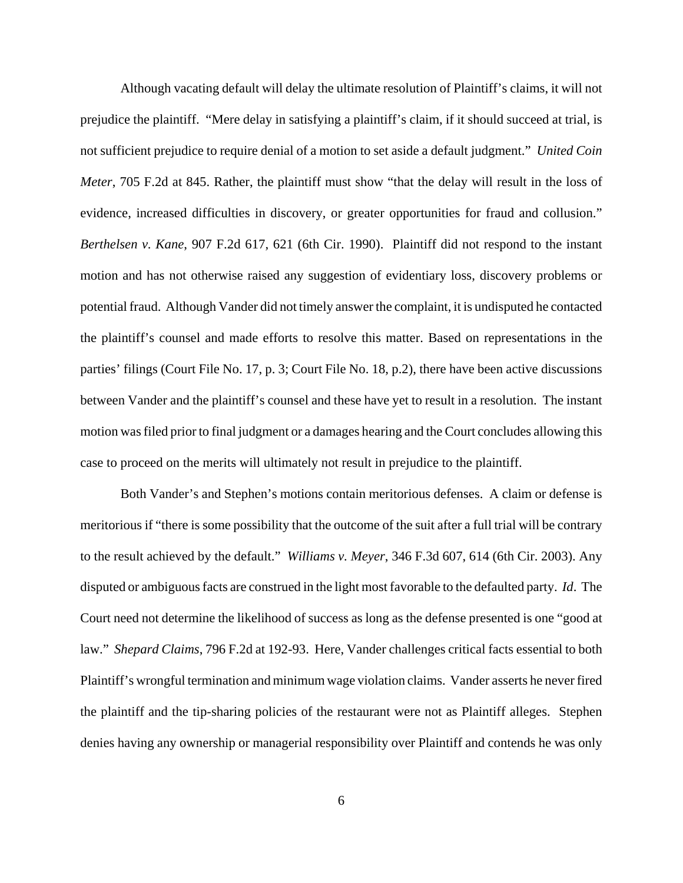Although vacating default will delay the ultimate resolution of Plaintiff's claims, it will not prejudice the plaintiff. "Mere delay in satisfying a plaintiff's claim, if it should succeed at trial, is not sufficient prejudice to require denial of a motion to set aside a default judgment." *United Coin Meter*, 705 F.2d at 845. Rather, the plaintiff must show "that the delay will result in the loss of evidence, increased difficulties in discovery, or greater opportunities for fraud and collusion." *Berthelsen v. Kane*, 907 F.2d 617, 621 (6th Cir. 1990). Plaintiff did not respond to the instant motion and has not otherwise raised any suggestion of evidentiary loss, discovery problems or potential fraud. Although Vander did not timely answer the complaint, it is undisputed he contacted the plaintiff's counsel and made efforts to resolve this matter. Based on representations in the parties' filings (Court File No. 17, p. 3; Court File No. 18, p.2), there have been active discussions between Vander and the plaintiff's counsel and these have yet to result in a resolution. The instant motion was filed prior to final judgment or a damages hearing and the Court concludes allowing this case to proceed on the merits will ultimately not result in prejudice to the plaintiff.

Both Vander's and Stephen's motions contain meritorious defenses. A claim or defense is meritorious if "there is some possibility that the outcome of the suit after a full trial will be contrary to the result achieved by the default." *Williams v. Meyer*, 346 F.3d 607, 614 (6th Cir. 2003). Any disputed or ambiguous facts are construed in the light most favorable to the defaulted party. *Id*. The Court need not determine the likelihood of success as long as the defense presented is one "good at law." *Shepard Claims*, 796 F.2d at 192-93. Here, Vander challenges critical facts essential to both Plaintiff's wrongful termination and minimum wage violation claims. Vander asserts he never fired the plaintiff and the tip-sharing policies of the restaurant were not as Plaintiff alleges. Stephen denies having any ownership or managerial responsibility over Plaintiff and contends he was only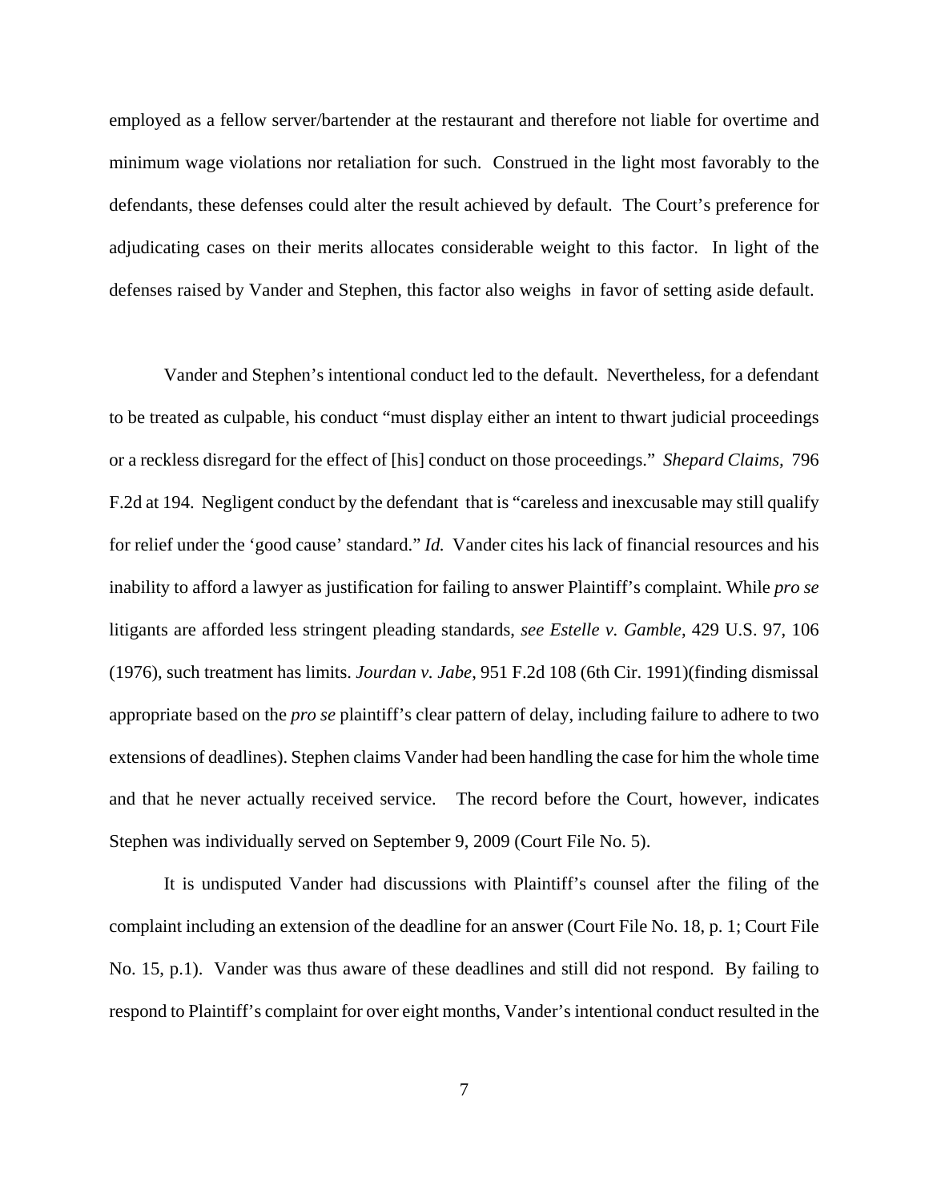employed as a fellow server/bartender at the restaurant and therefore not liable for overtime and minimum wage violations nor retaliation for such. Construed in the light most favorably to the defendants, these defenses could alter the result achieved by default. The Court's preference for adjudicating cases on their merits allocates considerable weight to this factor. In light of the defenses raised by Vander and Stephen, this factor also weighs in favor of setting aside default.

Vander and Stephen's intentional conduct led to the default. Nevertheless, for a defendant to be treated as culpable, his conduct "must display either an intent to thwart judicial proceedings or a reckless disregard for the effect of [his] conduct on those proceedings." *Shepard Claims,* 796 F.2d at 194. Negligent conduct by the defendant that is "careless and inexcusable may still qualify for relief under the 'good cause' standard." *Id.* Vander cites his lack of financial resources and his inability to afford a lawyer as justification for failing to answer Plaintiff's complaint. While *pro se* litigants are afforded less stringent pleading standards, *see Estelle v. Gamble*, 429 U.S. 97, 106 (1976), such treatment has limits. *Jourdan v. Jabe*, 951 F.2d 108 (6th Cir. 1991)(finding dismissal appropriate based on the *pro se* plaintiff's clear pattern of delay, including failure to adhere to two extensions of deadlines). Stephen claims Vander had been handling the case for him the whole time and that he never actually received service. The record before the Court, however, indicates Stephen was individually served on September 9, 2009 (Court File No. 5).

It is undisputed Vander had discussions with Plaintiff's counsel after the filing of the complaint including an extension of the deadline for an answer (Court File No. 18, p. 1; Court File No. 15, p.1). Vander was thus aware of these deadlines and still did not respond. By failing to respond to Plaintiff's complaint for over eight months, Vander's intentional conduct resulted in the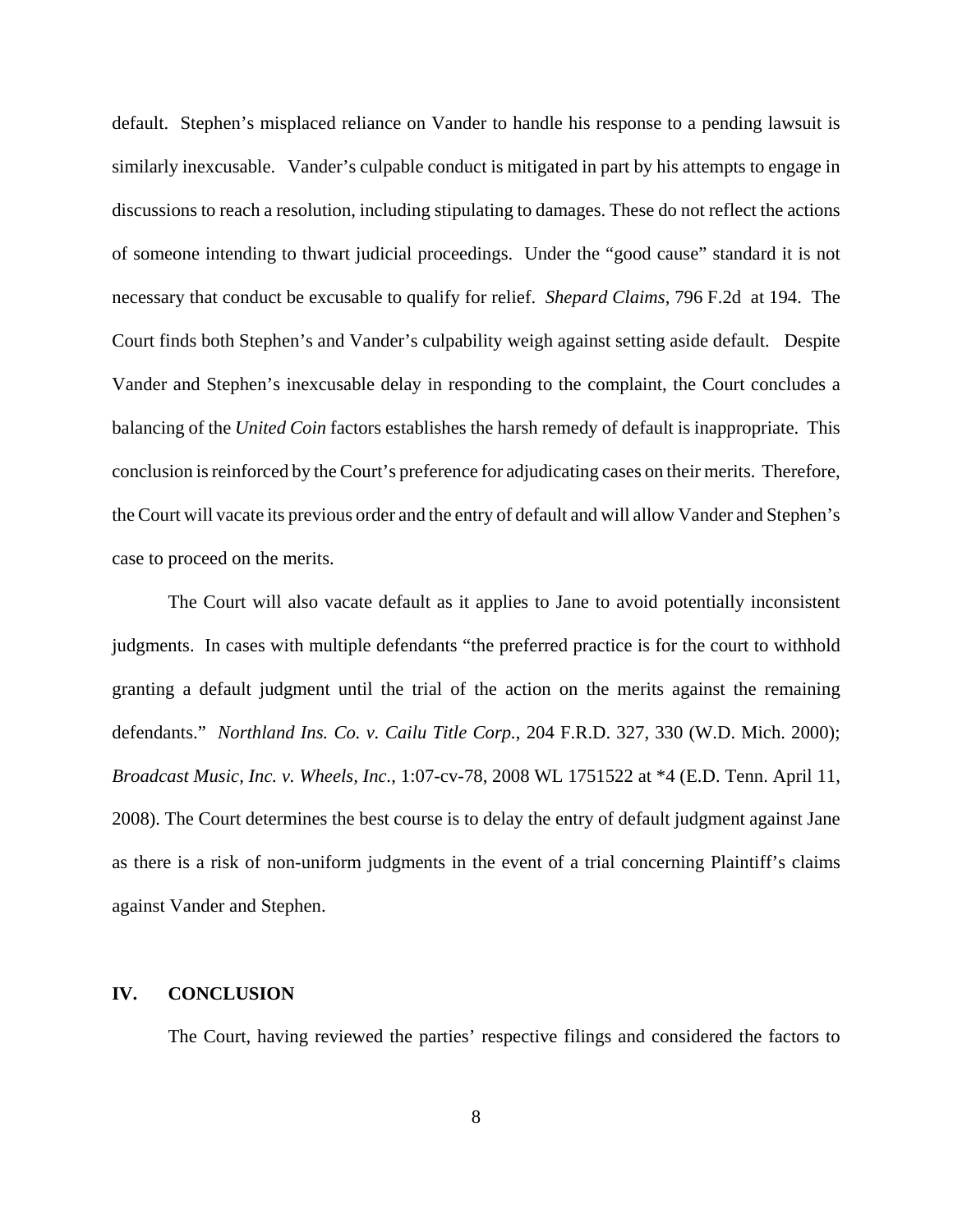default. Stephen's misplaced reliance on Vander to handle his response to a pending lawsuit is similarly inexcusable. Vander's culpable conduct is mitigated in part by his attempts to engage in discussions to reach a resolution, including stipulating to damages. These do not reflect the actions of someone intending to thwart judicial proceedings. Under the "good cause" standard it is not necessary that conduct be excusable to qualify for relief. *Shepard Claims*, 796 F.2d at 194. The Court finds both Stephen's and Vander's culpability weigh against setting aside default. Despite Vander and Stephen's inexcusable delay in responding to the complaint, the Court concludes a balancing of the *United Coin* factors establishes the harsh remedy of default is inappropriate. This conclusion is reinforced by the Court's preference for adjudicating cases on their merits. Therefore, the Court will vacate its previous order and the entry of default and will allow Vander and Stephen's case to proceed on the merits.

The Court will also vacate default as it applies to Jane to avoid potentially inconsistent judgments. In cases with multiple defendants "the preferred practice is for the court to withhold granting a default judgment until the trial of the action on the merits against the remaining defendants." *Northland Ins. Co. v. Cailu Title Corp.*, 204 F.R.D. 327, 330 (W.D. Mich. 2000); *Broadcast Music, Inc. v. Wheels, Inc.*, 1:07-cv-78, 2008 WL 1751522 at *4 (E.D. Tenn. April 11, 2008). The Court determines the best course is to delay the entry of default judgment against Jane as there is a risk of non-uniform judgments in the event of a trial concerning Plaintiff's claims against Vander and Stephen.

## IV. CONCLUSION

The Court, having reviewed the parties' respective filings and considered the factors to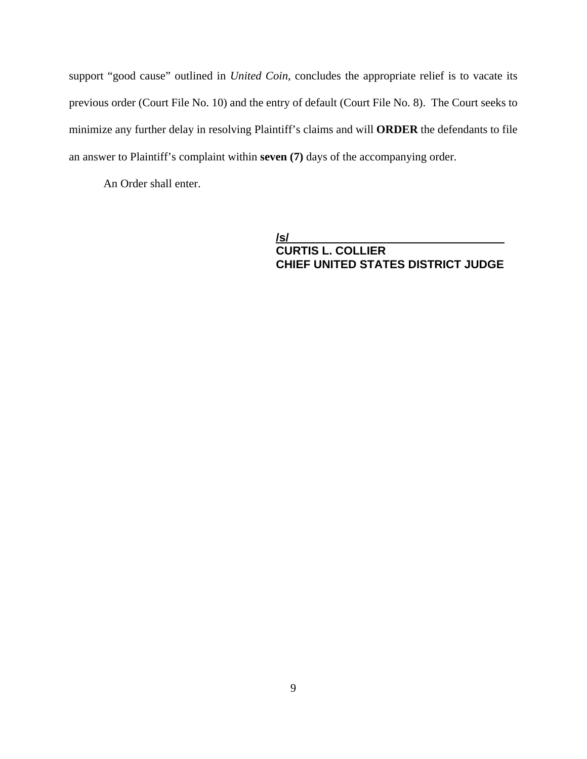support "good cause" outlined in *United Coin*, concludes the appropriate relief is to vacate its previous order (Court File No. 10) and the entry of default (Court File No. 8). The Court seeks to minimize any further delay in resolving Plaintiff's claims and will **ORDER** the defendants to file an answer to Plaintiff's complaint within **seven (7)** days of the accompanying order.

An Order shall enter.

**/s/**
**CURTIS L. COLLIER**
**CHIEF UNITED STATES DISTRICT JUDGE**